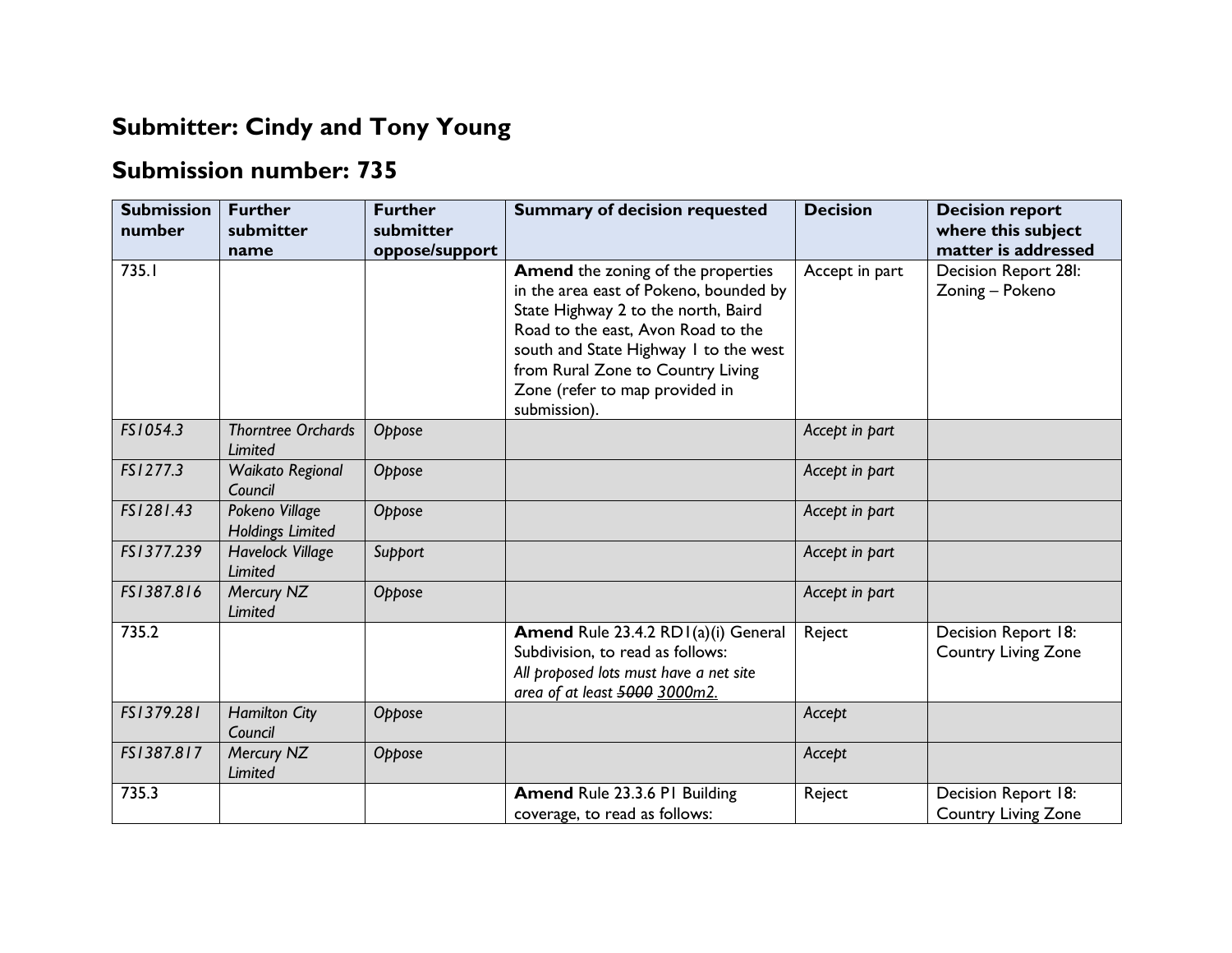# Submitter: Cindy and Tony Young

## Submission number: 735

| Submission number | Further submitter name | Further submitter oppose/support | Summary of decision requested | Decision | Decision report where this subject matter is addressed |
|---|---|---|---|---|---|
| 735.1 | | | **Amend** the zoning of the properties in the area east of Pokeno, bounded by State Highway 2 to the north, Baird Road to the east, Avon Road to the south and State Highway 1 to the west from Rural Zone to Country Living Zone (refer to map provided in submission). | Accept in part | Decision Report 28I: Zoning – Pokeno |
| *FS1054.3* | *Thorntree Orchards Limited* | *Oppose* | | *Accept in part* | |
| *FS1277.3* | *Waikato Regional Council* | *Oppose* | | *Accept in part* | |
| *FS1281.43* | *Pokeno Village Holdings Limited* | *Oppose* | | *Accept in part* | |
| *FS1377.239* | *Havelock Village Limited* | *Support* | | *Accept in part* | |
| *FS1387.816* | *Mercury NZ Limited* | *Oppose* | | *Accept in part* | |
| 735.2 | | | **Amend** Rule 23.4.2 RD1(a)(i) General Subdivision, to read as follows: *All proposed lots must have a net site area of at least ~~5000~~ <u>3000m2.</u>* | Reject | Decision Report 18: Country Living Zone |
| *FS1379.281* | *Hamilton City Council* | *Oppose* | | *Accept* | |
| *FS1387.817* | *Mercury NZ Limited* | *Oppose* | | *Accept* | |
| 735.3 | | | **Amend** Rule 23.3.6 P1 Building coverage, to read as follows: | Reject | Decision Report 18: Country Living Zone |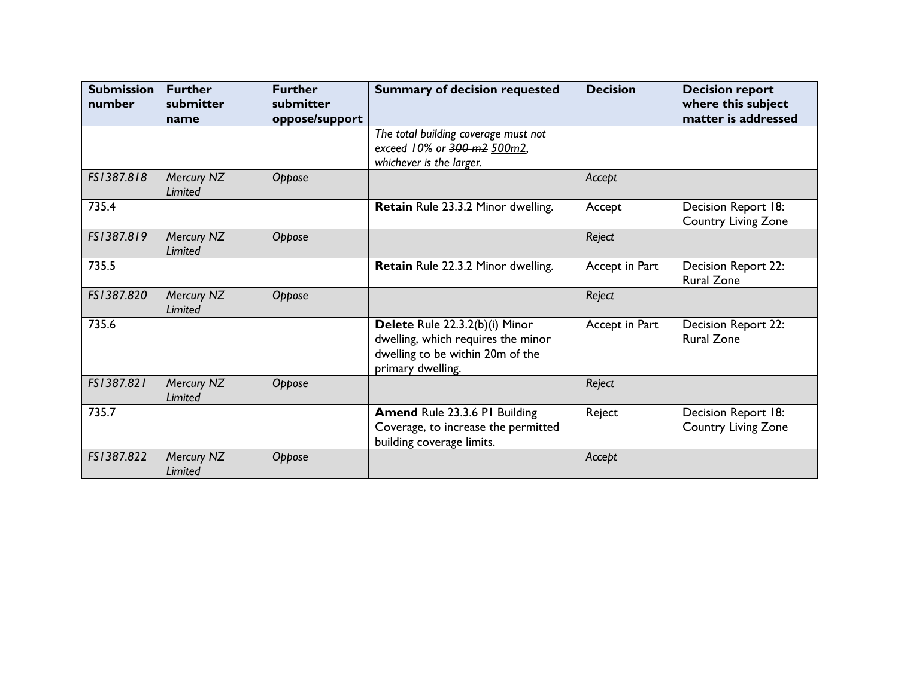| Submission number | Further submitter name | Further submitter oppose/support | Summary of decision requested | Decision | Decision report where this subject matter is addressed |
|---|---|---|---|---|---|
| | | | *The total building coverage must not exceed 10% or ~~300 m2~~ <u>500m2</u>, whichever is the larger.* | | |
| *FS1387.818* | *Mercury NZ Limited* | *Oppose* | | *Accept* | |
| 735.4 | | | **Retain** Rule 23.3.2 Minor dwelling. | Accept | Decision Report 18: Country Living Zone |
| *FS1387.819* | *Mercury NZ Limited* | *Oppose* | | *Reject* | |
| 735.5 | | | **Retain** Rule 22.3.2 Minor dwelling. | Accept in Part | Decision Report 22: Rural Zone |
| *FS1387.820* | *Mercury NZ Limited* | *Oppose* | | *Reject* | |
| 735.6 | | | **Delete** Rule 22.3.2(b)(i) Minor dwelling, which requires the minor dwelling to be within 20m of the primary dwelling. | Accept in Part | Decision Report 22: Rural Zone |
| *FS1387.821* | *Mercury NZ Limited* | *Oppose* | | *Reject* | |
| 735.7 | | | **Amend** Rule 23.3.6 P1 Building Coverage, to increase the permitted building coverage limits. | Reject | Decision Report 18: Country Living Zone |
| *FS1387.822* | *Mercury NZ Limited* | *Oppose* | | *Accept* | |